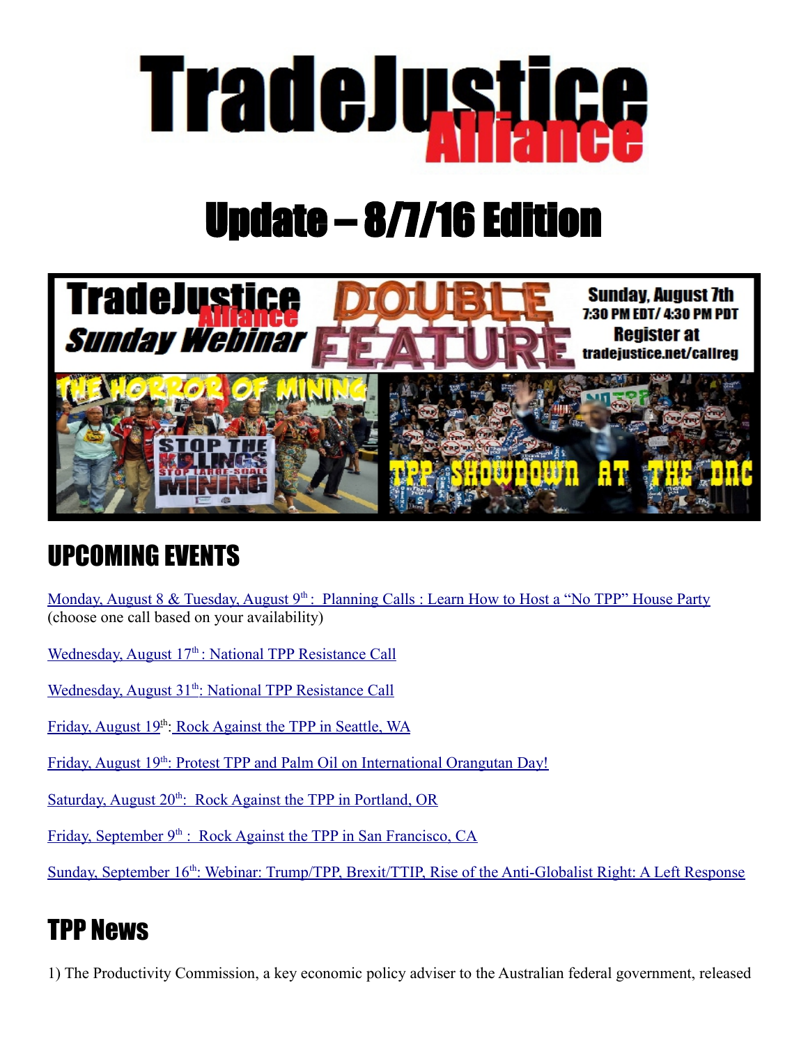# TradeJustice Alliance

# Update – 8/7/16 Edition

## UPCOMING EVENTS

Monday, August 8 & Tuesday, August 9th: Planning Calls : Learn How to Host a "No TPP" House Party (choose one call based on your availability)

Wednesday, August 17th : National TPP Resistance Call

Wednesday, August 31th: National TPP Resistance Call

Friday, August 19th: Rock Against the TPP in Seattle, WA

Friday, August 19th: Protest TPP and Palm Oil on International Orangutan Day!

Saturday, August 20th: Rock Against the TPP in Portland, OR

Friday, September 9th : Rock Against the TPP in San Francisco, CA

Sunday, September 16th: Webinar: Trump/TPP, Brexit/TTIP, Rise of the Anti-Globalist Right: A Left Response

## TPP News

1) The Productivity Commission, a key economic policy adviser to the Australian federal government, released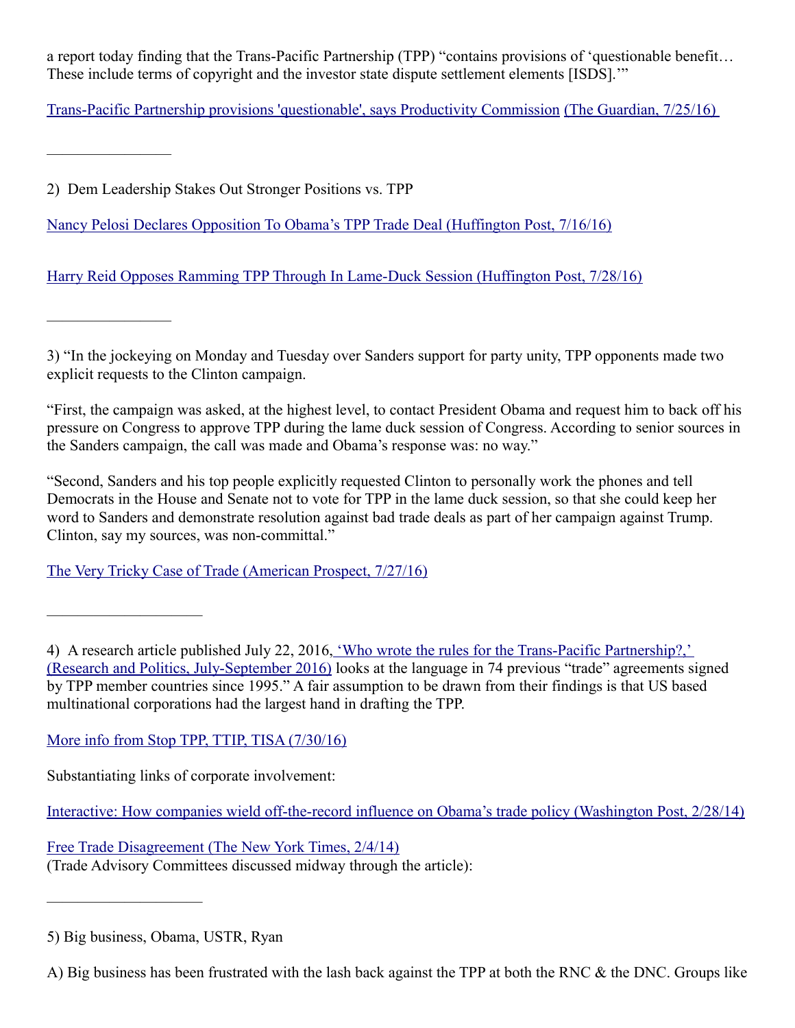a report today finding that the Trans-Pacific Partnership (TPP) "contains provisions of 'questionable benefit… These include terms of copyright and the investor state dispute settlement elements [ISDS].'"

Trans-Pacific Partnership provisions 'questionable', says Productivity Commission (The Guardian, 7/25/16)

---

2) Dem Leadership Stakes Out Stronger Positions vs. TPP

Nancy Pelosi Declares Opposition To Obama's TPP Trade Deal (Huffington Post, 7/16/16)

Harry Reid Opposes Ramming TPP Through In Lame-Duck Session (Huffington Post, 7/28/16)

---

3) "In the jockeying on Monday and Tuesday over Sanders support for party unity, TPP opponents made two explicit requests to the Clinton campaign.

"First, the campaign was asked, at the highest level, to contact President Obama and request him to back off his pressure on Congress to approve TPP during the lame duck session of Congress. According to senior sources in the Sanders campaign, the call was made and Obama's response was: no way."

"Second, Sanders and his top people explicitly requested Clinton to personally work the phones and tell Democrats in the House and Senate not to vote for TPP in the lame duck session, so that she could keep her word to Sanders and demonstrate resolution against bad trade deals as part of her campaign against Trump. Clinton, say my sources, was non-committal."

The Very Tricky Case of Trade (American Prospect, 7/27/16)

---

4) A research article published July 22, 2016, 'Who wrote the rules for the Trans-Pacific Partnership?,' (Research and Politics, July-September 2016) looks at the language in 74 previous "trade" agreements signed by TPP member countries since 1995." A fair assumption to be drawn from their findings is that US based multinational corporations had the largest hand in drafting the TPP.

More info from Stop TPP, TTIP, TISA (7/30/16)

Substantiating links of corporate involvement:

Interactive: How companies wield off-the-record influence on Obama's trade policy (Washington Post, 2/28/14)

Free Trade Disagreement (The New York Times, 2/4/14)
(Trade Advisory Committees discussed midway through the article):

---

5) Big business, Obama, USTR, Ryan

A) Big business has been frustrated with the lash back against the TPP at both the RNC & the DNC. Groups like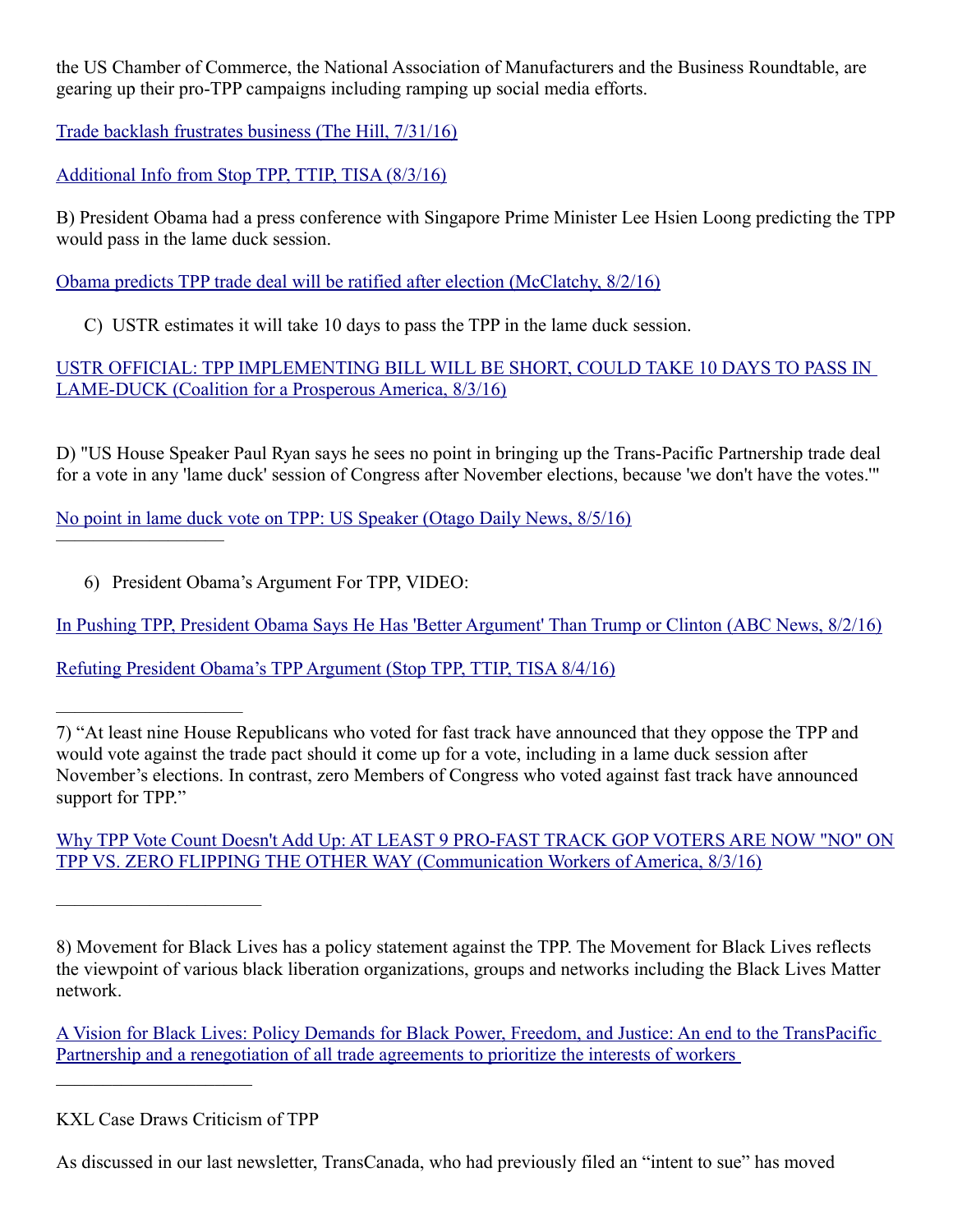the US Chamber of Commerce, the National Association of Manufacturers and the Business Roundtable, are gearing up their pro-TPP campaigns including ramping up social media efforts.

Trade backlash frustrates business (The Hill, 7/31/16)

Additional Info from Stop TPP, TTIP, TISA (8/3/16)

B) President Obama had a press conference with Singapore Prime Minister Lee Hsien Loong predicting the TPP would pass in the lame duck session.

Obama predicts TPP trade deal will be ratified after election (McClatchy, 8/2/16)

C) USTR estimates it will take 10 days to pass the TPP in the lame duck session.

USTR OFFICIAL: TPP IMPLEMENTING BILL WILL BE SHORT, COULD TAKE 10 DAYS TO PASS IN LAME-DUCK (Coalition for a Prosperous America, 8/3/16)

D) "US House Speaker Paul Ryan says he sees no point in bringing up the Trans-Pacific Partnership trade deal for a vote in any 'lame duck' session of Congress after November elections, because 'we don't have the votes.'"

No point in lame duck vote on TPP: US Speaker (Otago Daily News, 8/5/16)

---

6) President Obama's Argument For TPP, VIDEO:

In Pushing TPP, President Obama Says He Has 'Better Argument' Than Trump or Clinton (ABC News, 8/2/16)

Refuting President Obama's TPP Argument (Stop TPP, TTIP, TISA 8/4/16)

---

7) "At least nine House Republicans who voted for fast track have announced that they oppose the TPP and would vote against the trade pact should it come up for a vote, including in a lame duck session after November's elections. In contrast, zero Members of Congress who voted against fast track have announced support for TPP."

Why TPP Vote Count Doesn't Add Up: AT LEAST 9 PRO-FAST TRACK GOP VOTERS ARE NOW "NO" ON TPP VS. ZERO FLIPPING THE OTHER WAY (Communication Workers of America, 8/3/16)

---

8) Movement for Black Lives has a policy statement against the TPP. The Movement for Black Lives reflects the viewpoint of various black liberation organizations, groups and networks including the Black Lives Matter network.

A Vision for Black Lives: Policy Demands for Black Power, Freedom, and Justice: An end to the TransPacific Partnership and a renegotiation of all trade agreements to prioritize the interests of workers

---

KXL Case Draws Criticism of TPP

As discussed in our last newsletter, TransCanada, who had previously filed an "intent to sue" has moved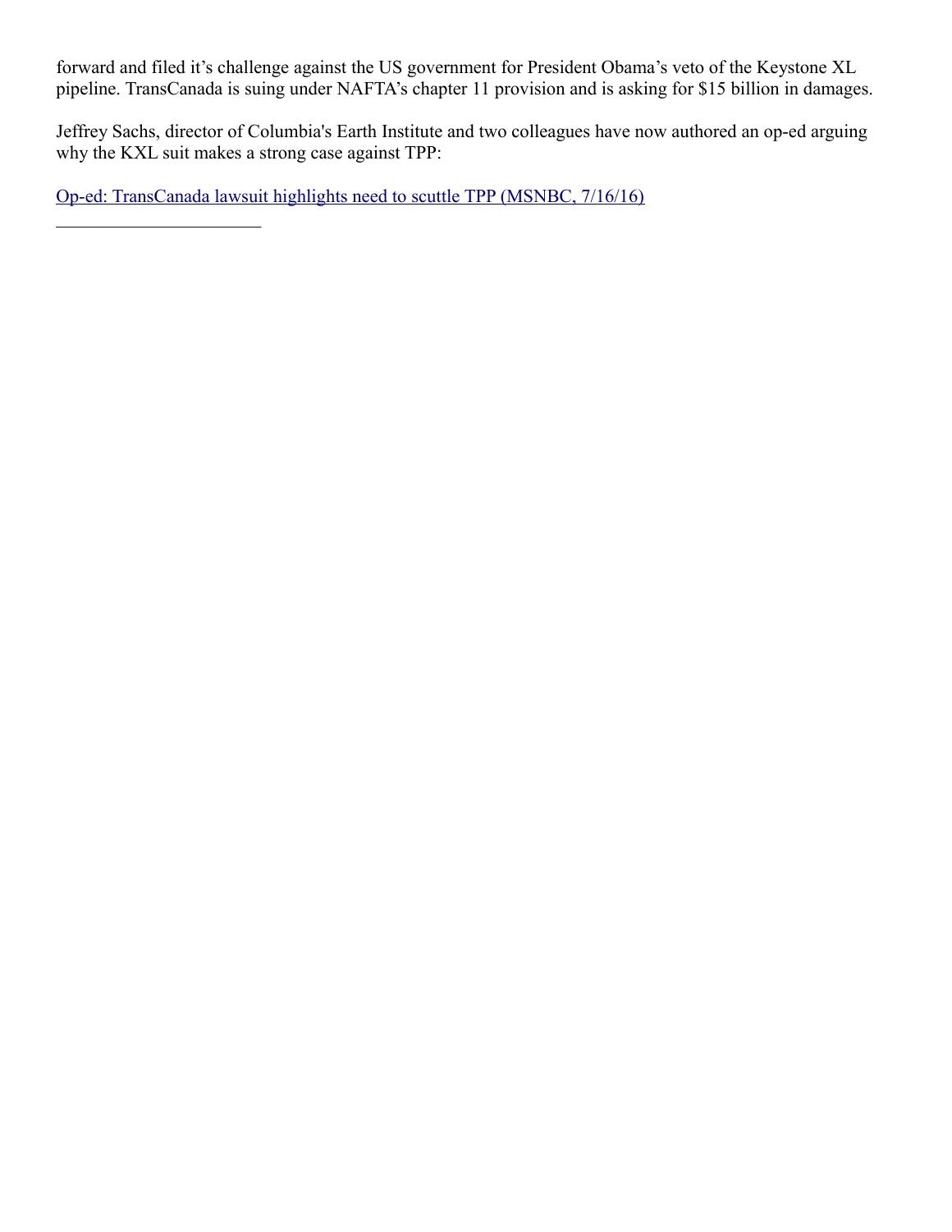forward and filed it's challenge against the US government for President Obama's veto of the Keystone XL pipeline. TransCanada is suing under NAFTA's chapter 11 provision and is asking for $15 billion in damages.

Jeffrey Sachs, director of Columbia's Earth Institute and two colleagues have now authored an op-ed arguing why the KXL suit makes a strong case against TPP:

[Op-ed: TransCanada lawsuit highlights need to scuttle TPP (MSNBC, 7/16/16)]

---